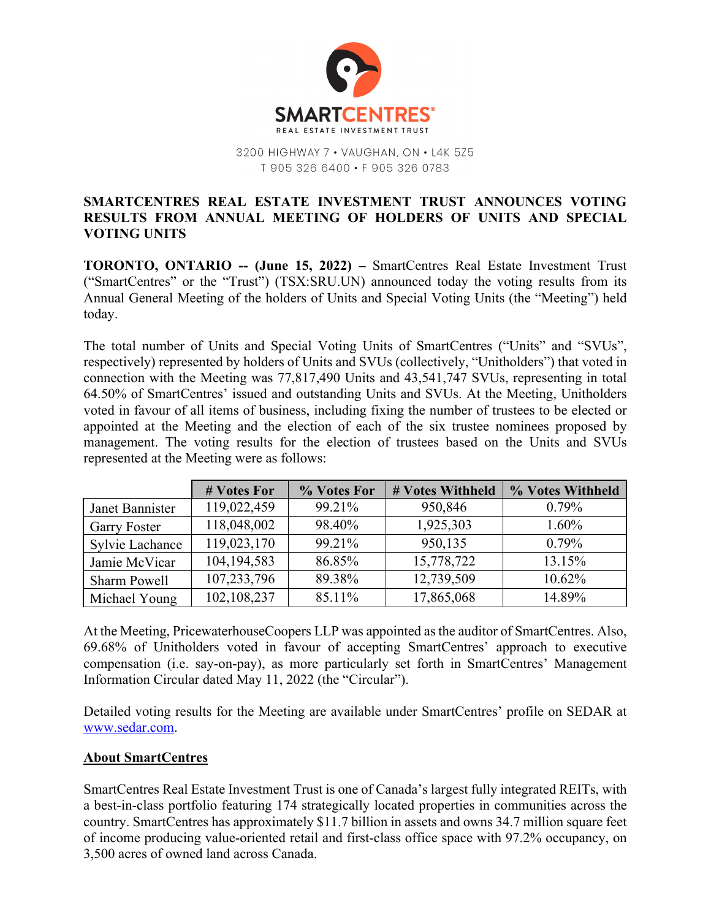SMARTCENTRES®
REAL ESTATE INVESTMENT TRUST

3200 HIGHWAY 7 • VAUGHAN, ON • L4K 5Z5
T 905 326 6400 • F 905 326 0783

# SMARTCENTRES REAL ESTATE INVESTMENT TRUST ANNOUNCES VOTING RESULTS FROM ANNUAL MEETING OF HOLDERS OF UNITS AND SPECIAL VOTING UNITS

**TORONTO, ONTARIO -- (June 15, 2022) –** SmartCentres Real Estate Investment Trust ("SmartCentres" or the "Trust") (TSX:SRU.UN) announced today the voting results from its Annual General Meeting of the holders of Units and Special Voting Units (the "Meeting") held today.

The total number of Units and Special Voting Units of SmartCentres ("Units" and "SVUs", respectively) represented by holders of Units and SVUs (collectively, "Unitholders") that voted in connection with the Meeting was 77,817,490 Units and 43,541,747 SVUs, representing in total 64.50% of SmartCentres' issued and outstanding Units and SVUs. At the Meeting, Unitholders voted in favour of all items of business, including fixing the number of trustees to be elected or appointed at the Meeting and the election of each of the six trustee nominees proposed by management. The voting results for the election of trustees based on the Units and SVUs represented at the Meeting were as follows:

| | # Votes For | % Votes For | # Votes Withheld | % Votes Withheld |
|---|---|---|---|---|
| Janet Bannister | 119,022,459 | 99.21% | 950,846 | 0.79% |
| Garry Foster | 118,048,002 | 98.40% | 1,925,303 | 1.60% |
| Sylvie Lachance | 119,023,170 | 99.21% | 950,135 | 0.79% |
| Jamie McVicar | 104,194,583 | 86.85% | 15,778,722 | 13.15% |
| Sharm Powell | 107,233,796 | 89.38% | 12,739,509 | 10.62% |
| Michael Young | 102,108,237 | 85.11% | 17,865,068 | 14.89% |

At the Meeting, PricewaterhouseCoopers LLP was appointed as the auditor of SmartCentres. Also, 69.68% of Unitholders voted in favour of accepting SmartCentres' approach to executive compensation (i.e. say-on-pay), as more particularly set forth in SmartCentres' Management Information Circular dated May 11, 2022 (the "Circular").

Detailed voting results for the Meeting are available under SmartCentres' profile on SEDAR at [www.sedar.com](http://www.sedar.com).

## About SmartCentres

SmartCentres Real Estate Investment Trust is one of Canada's largest fully integrated REITs, with a best-in-class portfolio featuring 174 strategically located properties in communities across the country. SmartCentres has approximately $11.7 billion in assets and owns 34.7 million square feet of income producing value-oriented retail and first-class office space with 97.2% occupancy, on 3,500 acres of owned land across Canada.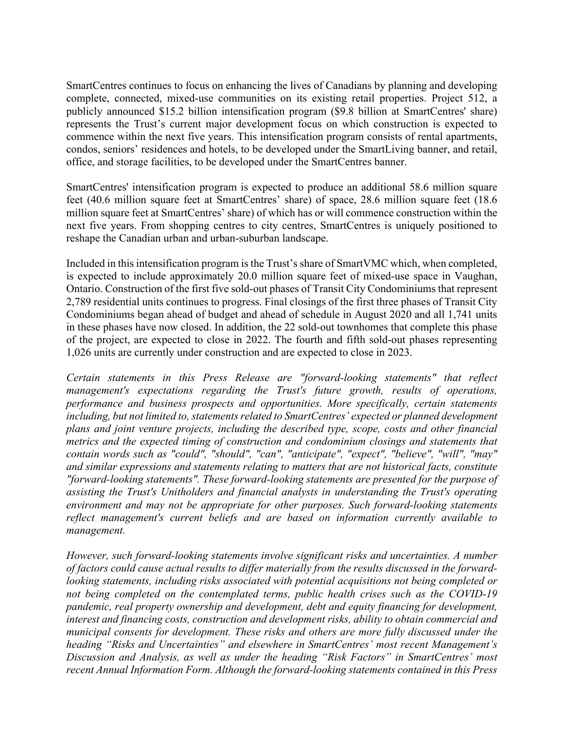SmartCentres continues to focus on enhancing the lives of Canadians by planning and developing complete, connected, mixed-use communities on its existing retail properties. Project 512, a publicly announced $15.2 billion intensification program ($9.8 billion at SmartCentres' share) represents the Trust's current major development focus on which construction is expected to commence within the next five years. This intensification program consists of rental apartments, condos, seniors' residences and hotels, to be developed under the SmartLiving banner, and retail, office, and storage facilities, to be developed under the SmartCentres banner.

SmartCentres' intensification program is expected to produce an additional 58.6 million square feet (40.6 million square feet at SmartCentres' share) of space, 28.6 million square feet (18.6 million square feet at SmartCentres' share) of which has or will commence construction within the next five years. From shopping centres to city centres, SmartCentres is uniquely positioned to reshape the Canadian urban and urban-suburban landscape.

Included in this intensification program is the Trust's share of SmartVMC which, when completed, is expected to include approximately 20.0 million square feet of mixed-use space in Vaughan, Ontario. Construction of the first five sold-out phases of Transit City Condominiums that represent 2,789 residential units continues to progress. Final closings of the first three phases of Transit City Condominiums began ahead of budget and ahead of schedule in August 2020 and all 1,741 units in these phases have now closed. In addition, the 22 sold-out townhomes that complete this phase of the project, are expected to close in 2022. The fourth and fifth sold-out phases representing 1,026 units are currently under construction and are expected to close in 2023.

*Certain statements in this Press Release are "forward-looking statements" that reflect management's expectations regarding the Trust's future growth, results of operations, performance and business prospects and opportunities. More specifically, certain statements including, but not limited to, statements related to SmartCentres' expected or planned development plans and joint venture projects, including the described type, scope, costs and other financial metrics and the expected timing of construction and condominium closings and statements that contain words such as "could", "should", "can", "anticipate", "expect", "believe", "will", "may" and similar expressions and statements relating to matters that are not historical facts, constitute "forward-looking statements". These forward-looking statements are presented for the purpose of assisting the Trust's Unitholders and financial analysts in understanding the Trust's operating environment and may not be appropriate for other purposes. Such forward-looking statements reflect management's current beliefs and are based on information currently available to management.*

*However, such forward-looking statements involve significant risks and uncertainties. A number of factors could cause actual results to differ materially from the results discussed in the forward-looking statements, including risks associated with potential acquisitions not being completed or not being completed on the contemplated terms, public health crises such as the COVID-19 pandemic, real property ownership and development, debt and equity financing for development, interest and financing costs, construction and development risks, ability to obtain commercial and municipal consents for development. These risks and others are more fully discussed under the heading "Risks and Uncertainties" and elsewhere in SmartCentres' most recent Management's Discussion and Analysis, as well as under the heading "Risk Factors" in SmartCentres' most recent Annual Information Form. Although the forward-looking statements contained in this Press*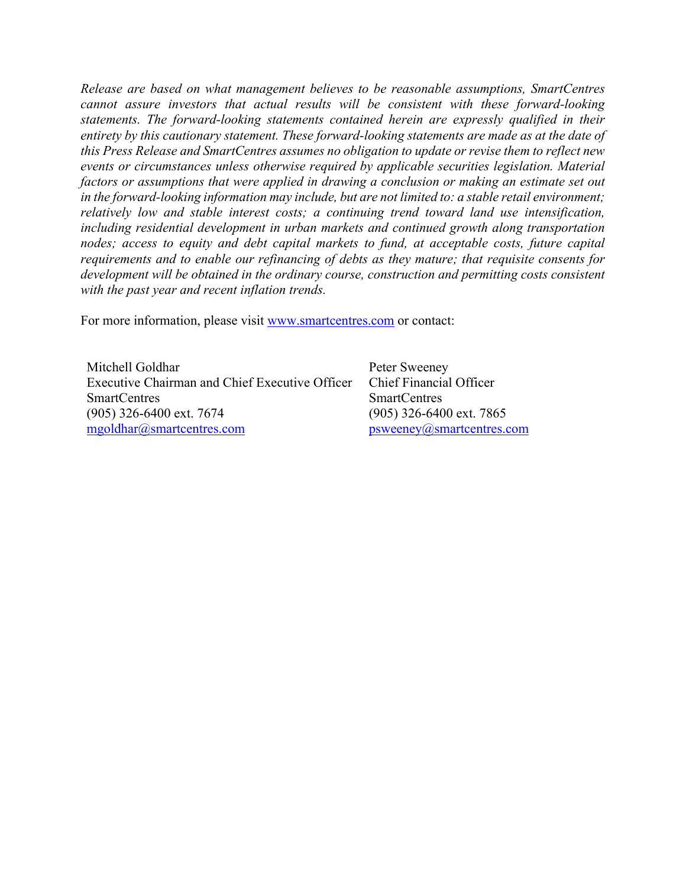*Release are based on what management believes to be reasonable assumptions, SmartCentres cannot assure investors that actual results will be consistent with these forward-looking statements. The forward-looking statements contained herein are expressly qualified in their entirety by this cautionary statement. These forward-looking statements are made as at the date of this Press Release and SmartCentres assumes no obligation to update or revise them to reflect new events or circumstances unless otherwise required by applicable securities legislation. Material factors or assumptions that were applied in drawing a conclusion or making an estimate set out in the forward-looking information may include, but are not limited to: a stable retail environment; relatively low and stable interest costs; a continuing trend toward land use intensification, including residential development in urban markets and continued growth along transportation nodes; access to equity and debt capital markets to fund, at acceptable costs, future capital requirements and to enable our refinancing of debts as they mature; that requisite consents for development will be obtained in the ordinary course, construction and permitting costs consistent with the past year and recent inflation trends.*

For more information, please visit www.smartcentres.com or contact:

Mitchell Goldhar
Executive Chairman and Chief Executive Officer
SmartCentres
(905) 326-6400 ext. 7674
mgoldhar@smartcentres.com

Peter Sweeney
Chief Financial Officer
SmartCentres
(905) 326-6400 ext. 7865
psweeney@smartcentres.com